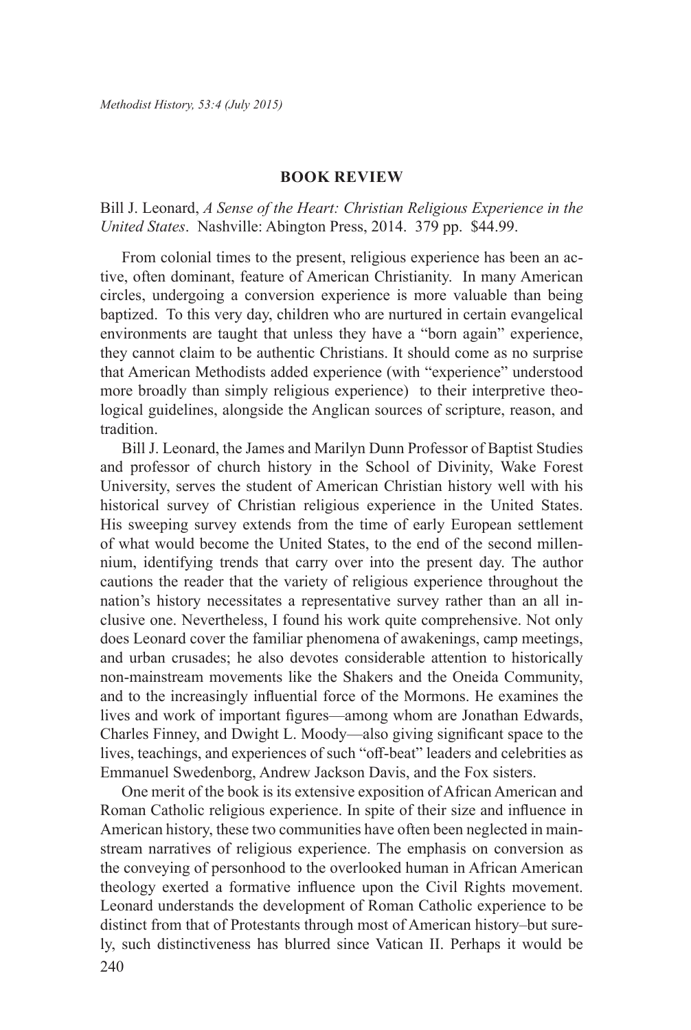**BOOK REVIEW**

Bill J. Leonard, *A Sense of the Heart: Christian Religious Experience in the United States*. Nashville: Abington Press, 2014. 379 pp. $44.99.

From colonial times to the present, religious experience has been an active, often dominant, feature of American Christianity. In many American circles, undergoing a conversion experience is more valuable than being baptized. To this very day, children who are nurtured in certain evangelical environments are taught that unless they have a "born again" experience, they cannot claim to be authentic Christians. It should come as no surprise that American Methodists added experience (with "experience" understood more broadly than simply religious experience) to their interpretive theological guidelines, alongside the Anglican sources of scripture, reason, and tradition.

Bill J. Leonard, the James and Marilyn Dunn Professor of Baptist Studies and professor of church history in the School of Divinity, Wake Forest University, serves the student of American Christian history well with his historical survey of Christian religious experience in the United States. His sweeping survey extends from the time of early European settlement of what would become the United States, to the end of the second millennium, identifying trends that carry over into the present day. The author cautions the reader that the variety of religious experience throughout the nation's history necessitates a representative survey rather than an all inclusive one. Nevertheless, I found his work quite comprehensive. Not only does Leonard cover the familiar phenomena of awakenings, camp meetings, and urban crusades; he also devotes considerable attention to historically non-mainstream movements like the Shakers and the Oneida Community, and to the increasingly influential force of the Mormons. He examines the lives and work of important figures—among whom are Jonathan Edwards, Charles Finney, and Dwight L. Moody—also giving significant space to the lives, teachings, and experiences of such "off-beat" leaders and celebrities as Emmanuel Swedenborg, Andrew Jackson Davis, and the Fox sisters.

One merit of the book is its extensive exposition of African American and Roman Catholic religious experience. In spite of their size and influence in American history, these two communities have often been neglected in mainstream narratives of religious experience. The emphasis on conversion as the conveying of personhood to the overlooked human in African American theology exerted a formative influence upon the Civil Rights movement. Leonard understands the development of Roman Catholic experience to be distinct from that of Protestants through most of American history–but surely, such distinctiveness has blurred since Vatican II. Perhaps it would be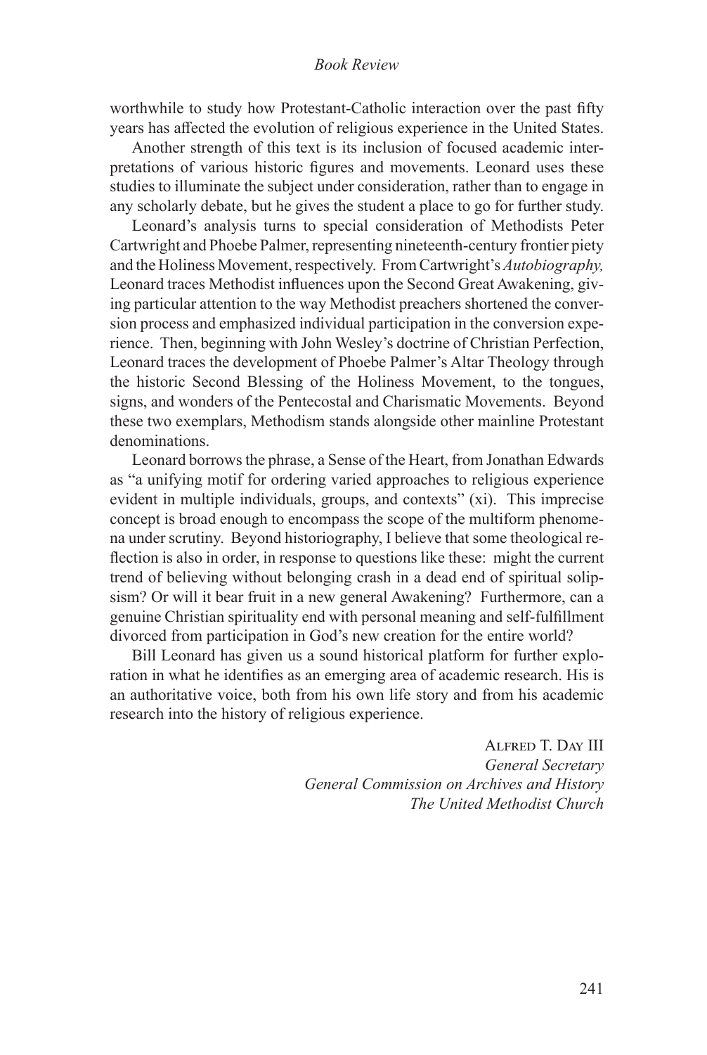worthwhile to study how Protestant-Catholic interaction over the past fifty years has affected the evolution of religious experience in the United States.

Another strength of this text is its inclusion of focused academic interpretations of various historic figures and movements. Leonard uses these studies to illuminate the subject under consideration, rather than to engage in any scholarly debate, but he gives the student a place to go for further study.

Leonard's analysis turns to special consideration of Methodists Peter Cartwright and Phoebe Palmer, representing nineteenth-century frontier piety and the Holiness Movement, respectively. From Cartwright's *Autobiography,* Leonard traces Methodist influences upon the Second Great Awakening, giving particular attention to the way Methodist preachers shortened the conversion process and emphasized individual participation in the conversion experience. Then, beginning with John Wesley's doctrine of Christian Perfection, Leonard traces the development of Phoebe Palmer's Altar Theology through the historic Second Blessing of the Holiness Movement, to the tongues, signs, and wonders of the Pentecostal and Charismatic Movements. Beyond these two exemplars, Methodism stands alongside other mainline Protestant denominations.

Leonard borrows the phrase, a Sense of the Heart, from Jonathan Edwards as "a unifying motif for ordering varied approaches to religious experience evident in multiple individuals, groups, and contexts" (xi). This imprecise concept is broad enough to encompass the scope of the multiform phenomena under scrutiny. Beyond historiography, I believe that some theological reflection is also in order, in response to questions like these: might the current trend of believing without belonging crash in a dead end of spiritual solipsism? Or will it bear fruit in a new general Awakening? Furthermore, can a genuine Christian spirituality end with personal meaning and self-fulfillment divorced from participation in God's new creation for the entire world?

Bill Leonard has given us a sound historical platform for further exploration in what he identifies as an emerging area of academic research. His is an authoritative voice, both from his own life story and from his academic research into the history of religious experience.

Alfred T. Day III
*General Secretary*
*General Commission on Archives and History*
*The United Methodist Church*